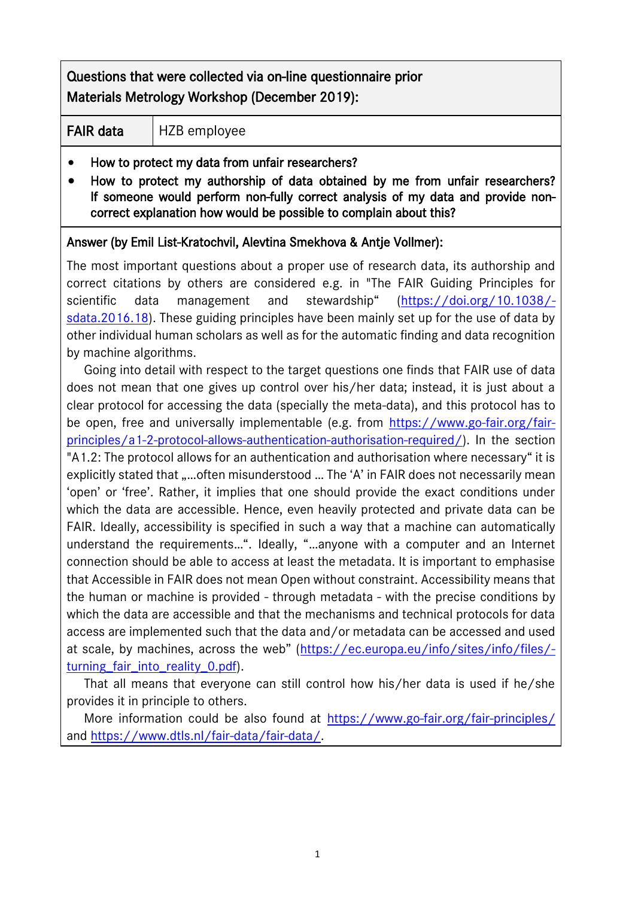**Questions that were collected via on-line questionnaire prior Materials Metrology Workshop (December 2019):**

| **FAIR data** | HZB employee |
| --- | --- |

- **How to protect my data from unfair researchers?**
- **How to protect my authorship of data obtained by me from unfair researchers? If someone would perform non-fully correct analysis of my data and provide non-correct explanation how would be possible to complain about this?**

**Answer (by Emil List-Kratochvil, Alevtina Smekhova & Antje Vollmer):**

The most important questions about a proper use of research data, its authorship and correct citations by others are considered e.g. in "The FAIR Guiding Principles for scientific data management and stewardship“ (https://doi.org/10.1038/-sdata.2016.18). These guiding principles have been mainly set up for the use of data by other individual human scholars as well as for the automatic finding and data recognition by machine algorithms.

Going into detail with respect to the target questions one finds that FAIR use of data does not mean that one gives up control over his/her data; instead, it is just about a clear protocol for accessing the data (specially the meta-data), and this protocol has to be open, free and universally implementable (e.g. from https://www.go-fair.org/fair-principles/a1-2-protocol-allows-authentication-authorisation-required/). In the section "A1.2: The protocol allows for an authentication and authorisation where necessary“ it is explicitly stated that „…often misunderstood … The ‘A’ in FAIR does not necessarily mean ‘open’ or ‘free’. Rather, it implies that one should provide the exact conditions under which the data are accessible. Hence, even heavily protected and private data can be FAIR. Ideally, accessibility is specified in such a way that a machine can automatically understand the requirements…“. Ideally, “…anyone with a computer and an Internet connection should be able to access at least the metadata. It is important to emphasise that Accessible in FAIR does not mean Open without constraint. Accessibility means that the human or machine is provided - through metadata - with the precise conditions by which the data are accessible and that the mechanisms and technical protocols for data access are implemented such that the data and/or metadata can be accessed and used at scale, by machines, across the web” (https://ec.europa.eu/info/sites/info/files/-turning_fair_into_reality_0.pdf).

That all means that everyone can still control how his/her data is used if he/she provides it in principle to others.

More information could be also found at https://www.go-fair.org/fair-principles/ and https://www.dtls.nl/fair-data/fair-data/.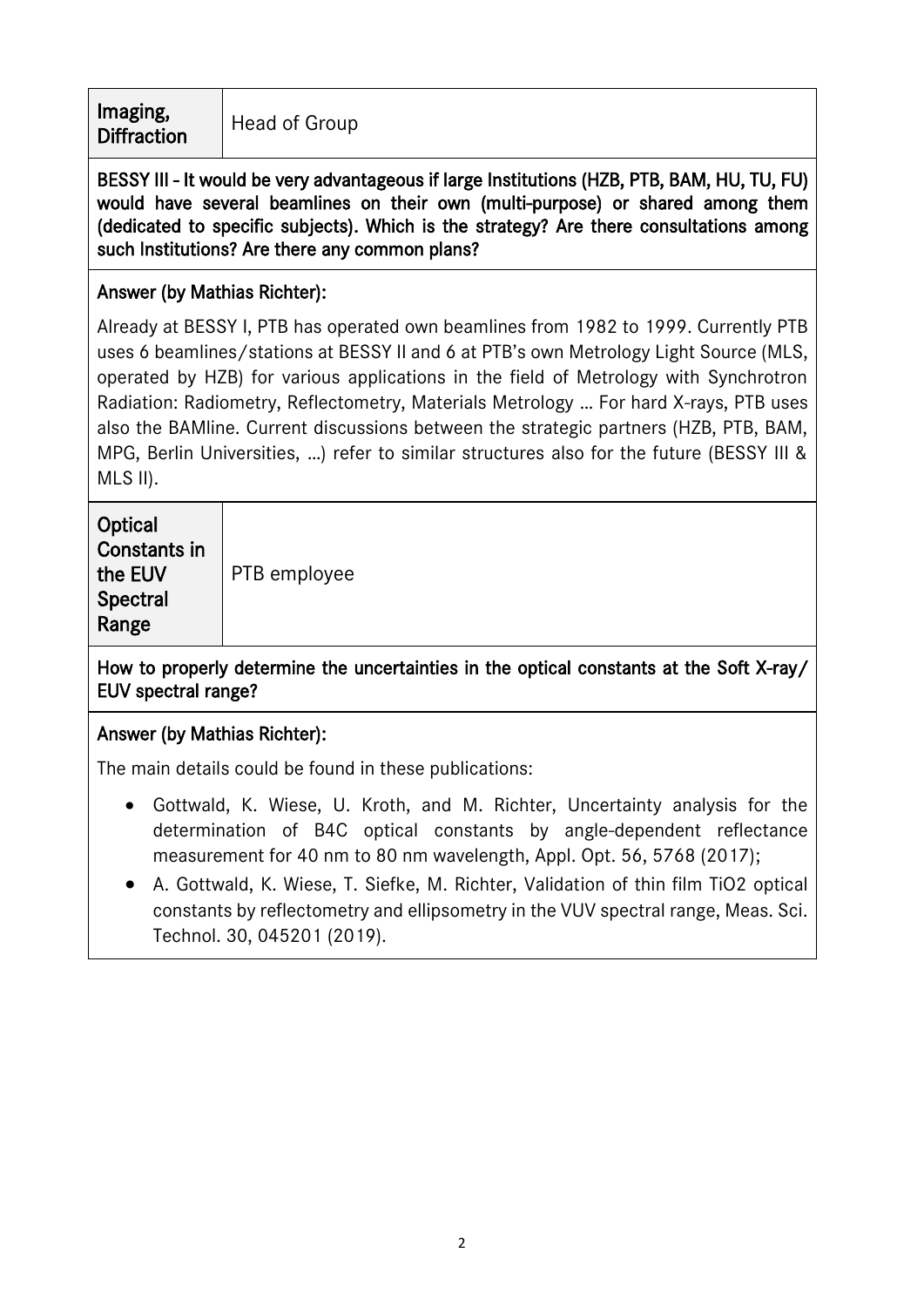| **Imaging, Diffraction** | Head of Group |
|---|---|

**BESSY III - It would be very advantageous if large Institutions (HZB, PTB, BAM, HU, TU, FU) would have several beamlines on their own (multi-purpose) or shared among them (dedicated to specific subjects). Which is the strategy? Are there consultations among such Institutions? Are there any common plans?**

**Answer (by Mathias Richter):**

Already at BESSY I, PTB has operated own beamlines from 1982 to 1999. Currently PTB uses 6 beamlines/stations at BESSY II and 6 at PTB's own Metrology Light Source (MLS, operated by HZB) for various applications in the field of Metrology with Synchrotron Radiation: Radiometry, Reflectometry, Materials Metrology … For hard X-rays, PTB uses also the BAMline. Current discussions between the strategic partners (HZB, PTB, BAM, MPG, Berlin Universities, …) refer to similar structures also for the future (BESSY III & MLS II).

| **Optical Constants in the EUV Spectral Range** | PTB employee |
|---|---|

**How to properly determine the uncertainties in the optical constants at the Soft X-ray/ EUV spectral range?**

**Answer (by Mathias Richter):**

The main details could be found in these publications:

- Gottwald, K. Wiese, U. Kroth, and M. Richter, Uncertainty analysis for the determination of B4C optical constants by angle-dependent reflectance measurement for 40 nm to 80 nm wavelength, Appl. Opt. 56, 5768 (2017);
- A. Gottwald, K. Wiese, T. Siefke, M. Richter, Validation of thin film TiO2 optical constants by reflectometry and ellipsometry in the VUV spectral range, Meas. Sci. Technol. 30, 045201 (2019).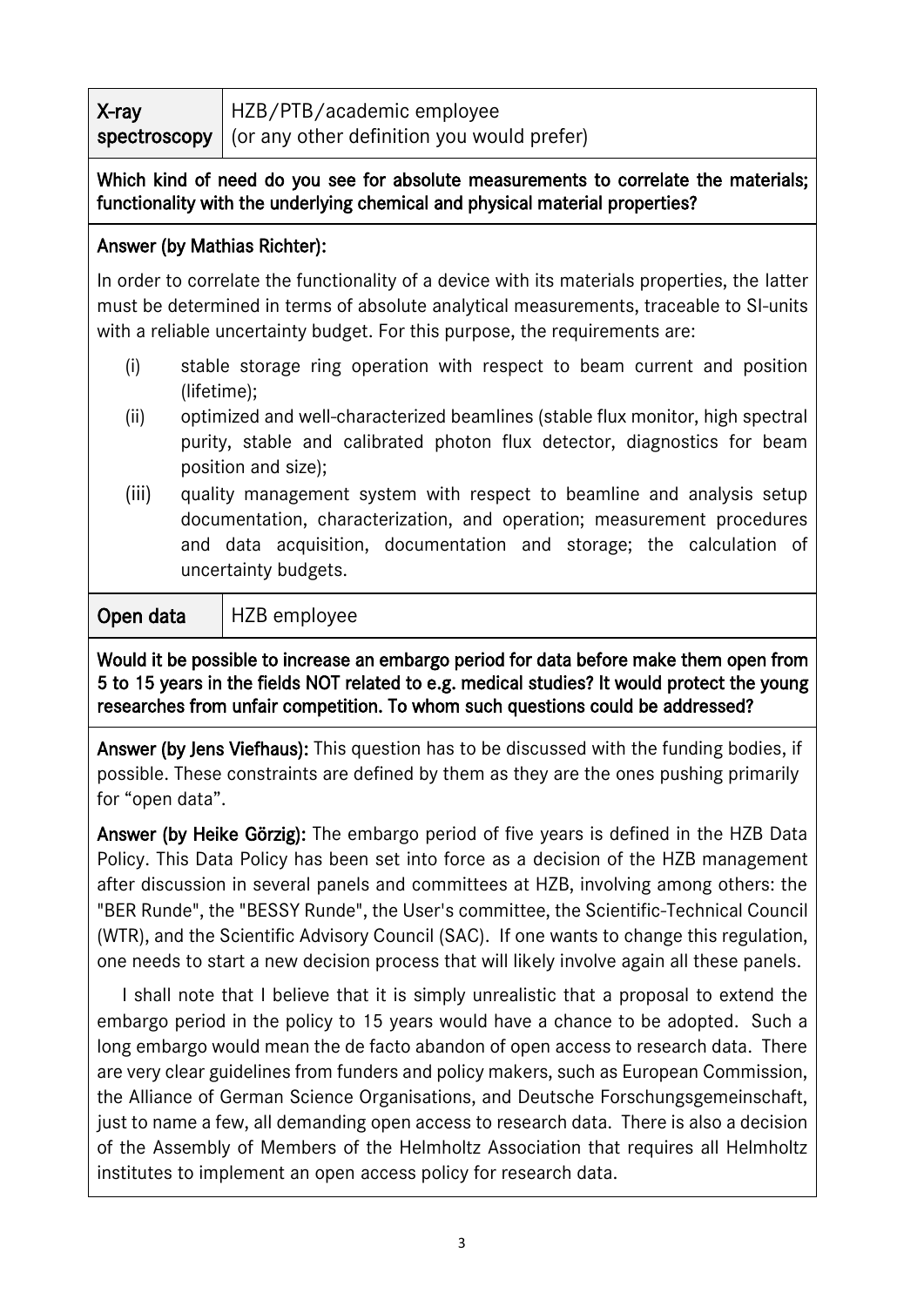| **X-ray spectroscopy** | HZB/PTB/academic employee (or any other definition you would prefer) |
|---|---|

**Which kind of need do you see for absolute measurements to correlate the materials; functionality with the underlying chemical and physical material properties?**

**Answer (by Mathias Richter):**

In order to correlate the functionality of a device with its materials properties, the latter must be determined in terms of absolute analytical measurements, traceable to SI-units with a reliable uncertainty budget. For this purpose, the requirements are:

(i) stable storage ring operation with respect to beam current and position (lifetime);

(ii) optimized and well-characterized beamlines (stable flux monitor, high spectral purity, stable and calibrated photon flux detector, diagnostics for beam position and size);

(iii) quality management system with respect to beamline and analysis setup documentation, characterization, and operation; measurement procedures and data acquisition, documentation and storage; the calculation of uncertainty budgets.

| **Open data** | HZB employee |
|---|---|

**Would it be possible to increase an embargo period for data before make them open from 5 to 15 years in the fields NOT related to e.g. medical studies? It would protect the young researches from unfair competition. To whom such questions could be addressed?**

**Answer (by Jens Viefhaus):** This question has to be discussed with the funding bodies, if possible. These constraints are defined by them as they are the ones pushing primarily for "open data".

**Answer (by Heike Görzig):** The embargo period of five years is defined in the HZB Data Policy. This Data Policy has been set into force as a decision of the HZB management after discussion in several panels and committees at HZB, involving among others: the "BER Runde", the "BESSY Runde", the User's committee, the Scientific-Technical Council (WTR), and the Scientific Advisory Council (SAC). If one wants to change this regulation, one needs to start a new decision process that will likely involve again all these panels.

I shall note that I believe that it is simply unrealistic that a proposal to extend the embargo period in the policy to 15 years would have a chance to be adopted. Such a long embargo would mean the de facto abandon of open access to research data. There are very clear guidelines from funders and policy makers, such as European Commission, the Alliance of German Science Organisations, and Deutsche Forschungsgemeinschaft, just to name a few, all demanding open access to research data. There is also a decision of the Assembly of Members of the Helmholtz Association that requires all Helmholtz institutes to implement an open access policy for research data.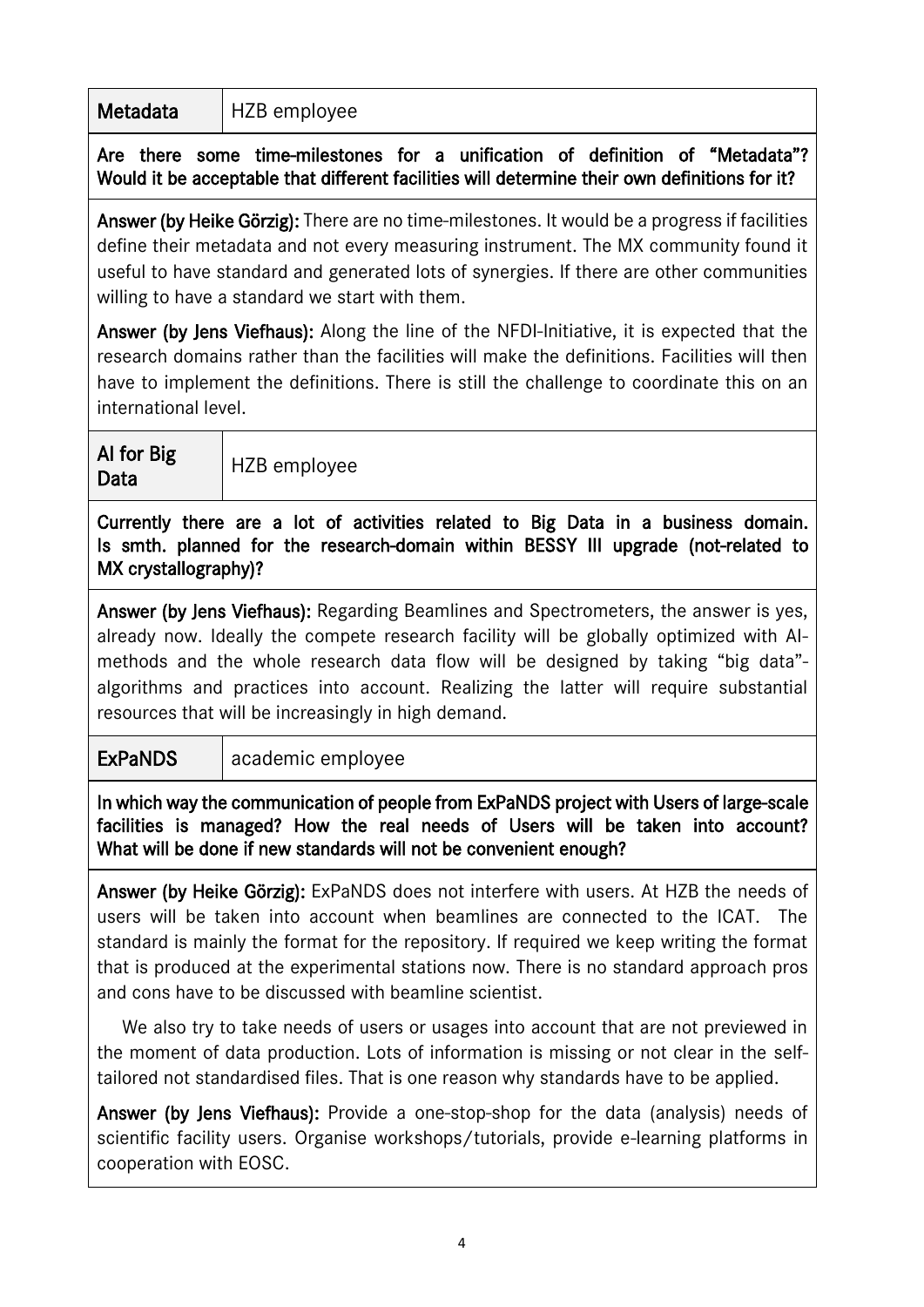| **Metadata** | HZB employee |
|---|---|

**Are there some time-milestones for a unification of definition of "Metadata"? Would it be acceptable that different facilities will determine their own definitions for it?**

**Answer (by Heike Görzig):** There are no time-milestones. It would be a progress if facilities define their metadata and not every measuring instrument. The MX community found it useful to have standard and generated lots of synergies. If there are other communities willing to have a standard we start with them.

**Answer (by Jens Viefhaus):** Along the line of the NFDI-Initiative, it is expected that the research domains rather than the facilities will make the definitions. Facilities will then have to implement the definitions. There is still the challenge to coordinate this on an international level.

| **AI for Big Data** | HZB employee |
|---|---|

**Currently there are a lot of activities related to Big Data in a business domain. Is smth. planned for the research-domain within BESSY III upgrade (not-related to MX crystallography)?**

**Answer (by Jens Viefhaus):** Regarding Beamlines and Spectrometers, the answer is yes, already now. Ideally the compete research facility will be globally optimized with AI-methods and the whole research data flow will be designed by taking "big data"-algorithms and practices into account. Realizing the latter will require substantial resources that will be increasingly in high demand.

| **ExPaNDS** | academic employee |
|---|---|

**In which way the communication of people from ExPaNDS project with Users of large-scale facilities is managed? How the real needs of Users will be taken into account? What will be done if new standards will not be convenient enough?**

**Answer (by Heike Görzig):** ExPaNDS does not interfere with users. At HZB the needs of users will be taken into account when beamlines are connected to the ICAT. The standard is mainly the format for the repository. If required we keep writing the format that is produced at the experimental stations now. There is no standard approach pros and cons have to be discussed with beamline scientist.

We also try to take needs of users or usages into account that are not previewed in the moment of data production. Lots of information is missing or not clear in the self-tailored not standardised files. That is one reason why standards have to be applied.

**Answer (by Jens Viefhaus):** Provide a one-stop-shop for the data (analysis) needs of scientific facility users. Organise workshops/tutorials, provide e-learning platforms in cooperation with EOSC.